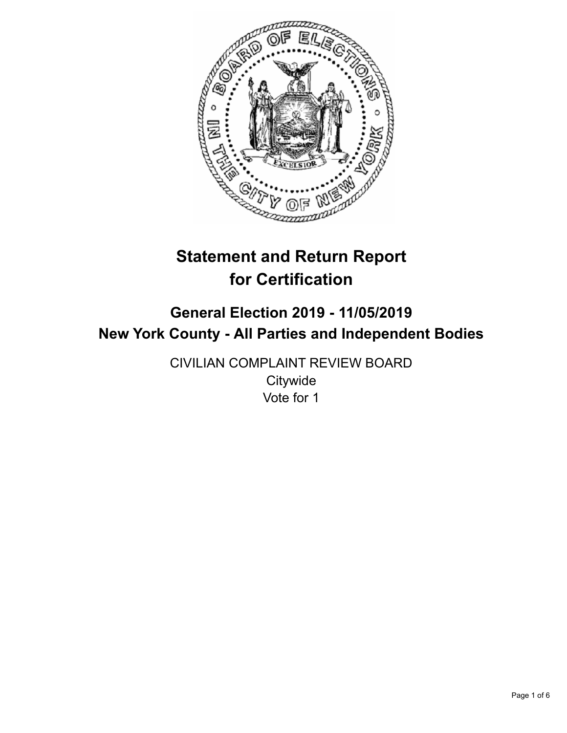# Statement and Return Report for Certification

## General Election 2019 - 11/05/2019
## New York County - All Parties and Independent Bodies

CIVILIAN COMPLAINT REVIEW BOARD
Citywide
Vote for 1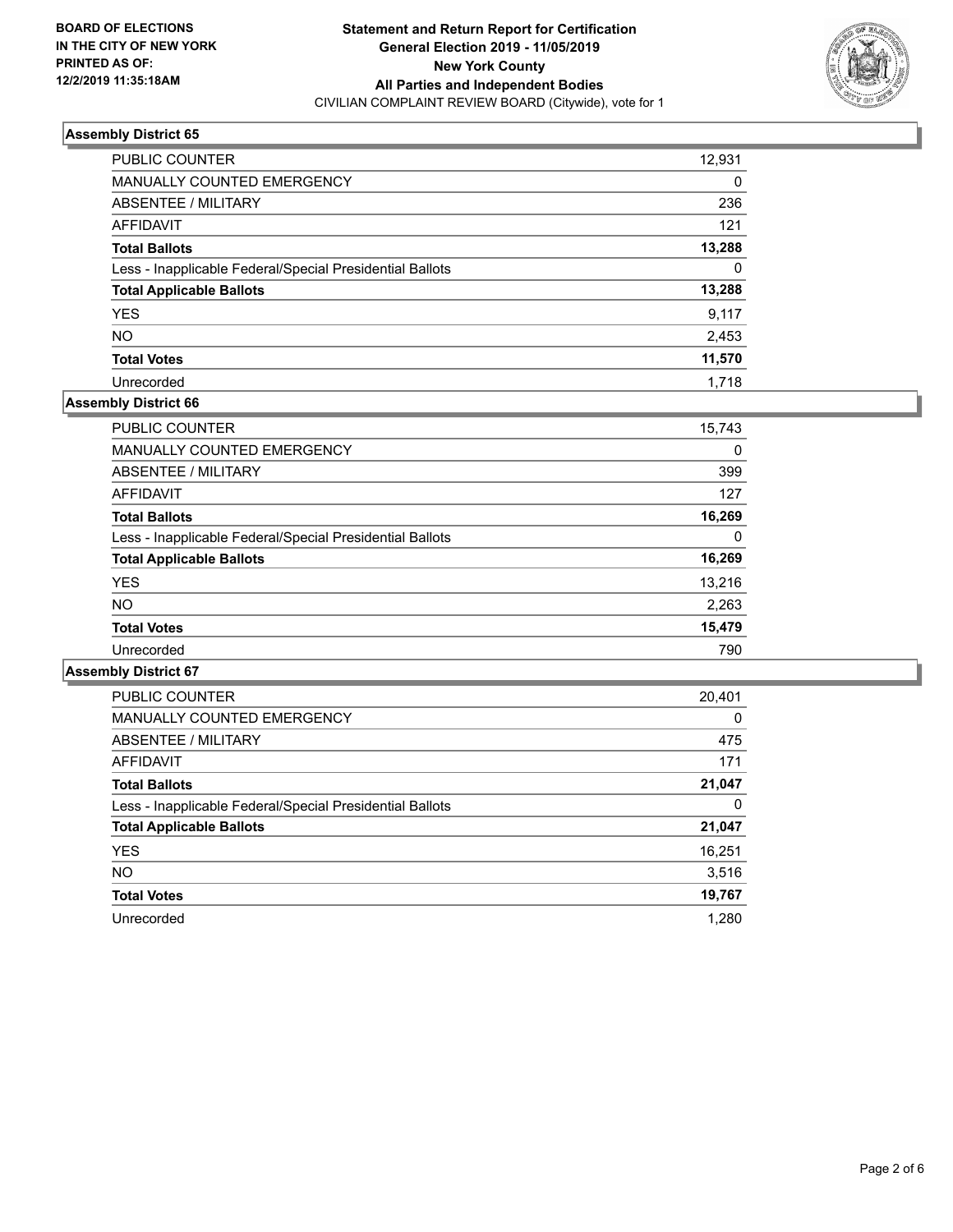**BOARD OF ELECTIONS IN THE CITY OF NEW YORK PRINTED AS OF: 12/2/2019 11:35:18AM**

**Statement and Return Report for Certification General Election 2019 - 11/05/2019 New York County All Parties and Independent Bodies**
CIVILIAN COMPLAINT REVIEW BOARD (Citywide), vote for 1

### Assembly District 65

| | |
|---|---|
| PUBLIC COUNTER | 12,931 |
| MANUALLY COUNTED EMERGENCY | 0 |
| ABSENTEE / MILITARY | 236 |
| AFFIDAVIT | 121 |
| **Total Ballots** | **13,288** |
| Less - Inapplicable Federal/Special Presidential Ballots | 0 |
| **Total Applicable Ballots** | **13,288** |
| YES | 9,117 |
| NO | 2,453 |
| **Total Votes** | **11,570** |
| Unrecorded | 1,718 |

### Assembly District 66

| | |
|---|---|
| PUBLIC COUNTER | 15,743 |
| MANUALLY COUNTED EMERGENCY | 0 |
| ABSENTEE / MILITARY | 399 |
| AFFIDAVIT | 127 |
| **Total Ballots** | **16,269** |
| Less - Inapplicable Federal/Special Presidential Ballots | 0 |
| **Total Applicable Ballots** | **16,269** |
| YES | 13,216 |
| NO | 2,263 |
| **Total Votes** | **15,479** |
| Unrecorded | 790 |

### Assembly District 67

| | |
|---|---|
| PUBLIC COUNTER | 20,401 |
| MANUALLY COUNTED EMERGENCY | 0 |
| ABSENTEE / MILITARY | 475 |
| AFFIDAVIT | 171 |
| **Total Ballots** | **21,047** |
| Less - Inapplicable Federal/Special Presidential Ballots | 0 |
| **Total Applicable Ballots** | **21,047** |
| YES | 16,251 |
| NO | 3,516 |
| **Total Votes** | **19,767** |
| Unrecorded | 1,280 |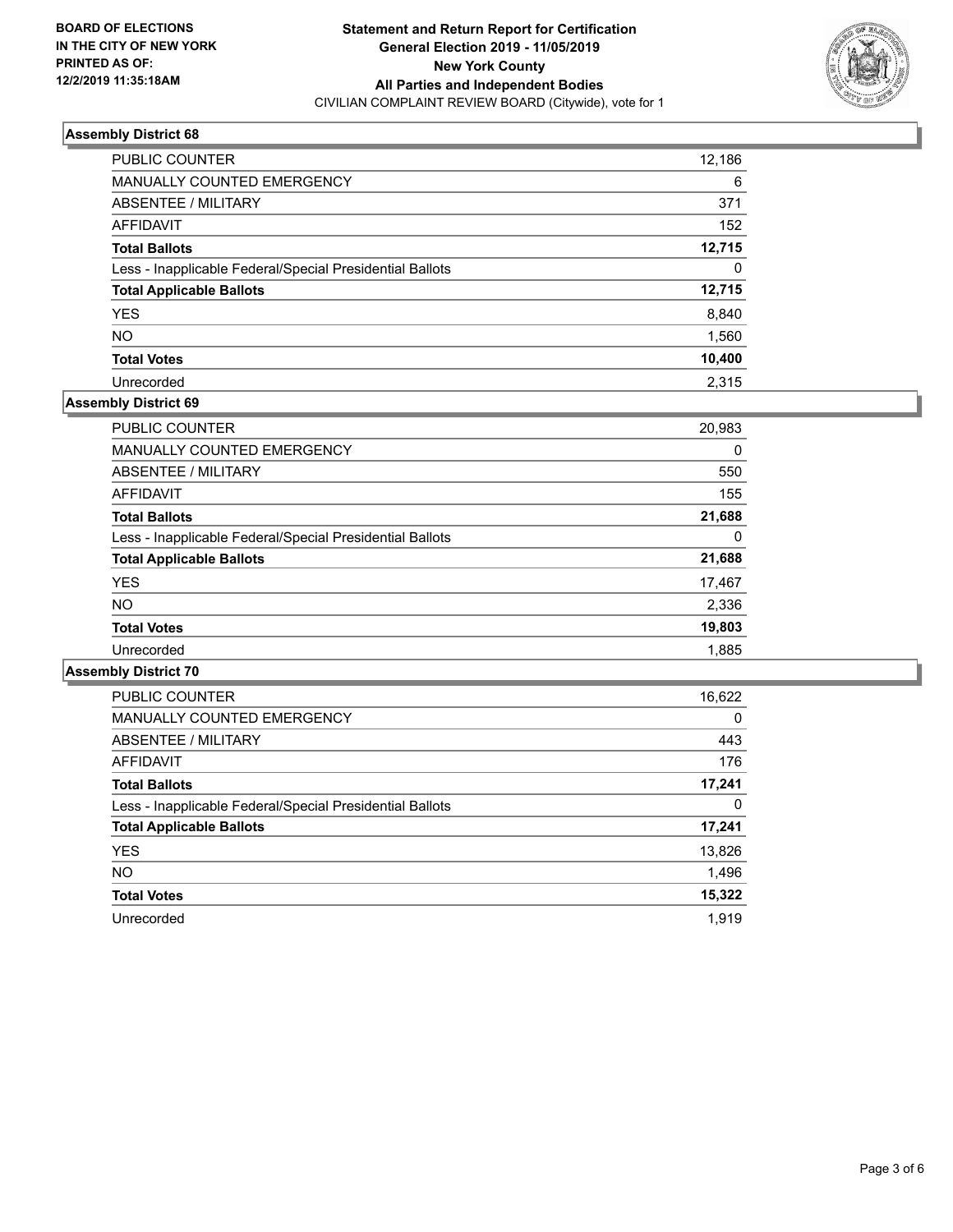**BOARD OF ELECTIONS IN THE CITY OF NEW YORK PRINTED AS OF: 12/2/2019 11:35:18AM**

**Statement and Return Report for Certification General Election 2019 - 11/05/2019 New York County All Parties and Independent Bodies**

CIVILIAN COMPLAINT REVIEW BOARD (Citywide), vote for 1

### Assembly District 68

| | |
|---|---|
| PUBLIC COUNTER | 12,186 |
| MANUALLY COUNTED EMERGENCY | 6 |
| ABSENTEE / MILITARY | 371 |
| AFFIDAVIT | 152 |
| **Total Ballots** | **12,715** |
| Less - Inapplicable Federal/Special Presidential Ballots | 0 |
| **Total Applicable Ballots** | **12,715** |
| YES | 8,840 |
| NO | 1,560 |
| **Total Votes** | **10,400** |
| Unrecorded | 2,315 |

### Assembly District 69

| | |
|---|---|
| PUBLIC COUNTER | 20,983 |
| MANUALLY COUNTED EMERGENCY | 0 |
| ABSENTEE / MILITARY | 550 |
| AFFIDAVIT | 155 |
| **Total Ballots** | **21,688** |
| Less - Inapplicable Federal/Special Presidential Ballots | 0 |
| **Total Applicable Ballots** | **21,688** |
| YES | 17,467 |
| NO | 2,336 |
| **Total Votes** | **19,803** |
| Unrecorded | 1,885 |

### Assembly District 70

| | |
|---|---|
| PUBLIC COUNTER | 16,622 |
| MANUALLY COUNTED EMERGENCY | 0 |
| ABSENTEE / MILITARY | 443 |
| AFFIDAVIT | 176 |
| **Total Ballots** | **17,241** |
| Less - Inapplicable Federal/Special Presidential Ballots | 0 |
| **Total Applicable Ballots** | **17,241** |
| YES | 13,826 |
| NO | 1,496 |
| **Total Votes** | **15,322** |
| Unrecorded | 1,919 |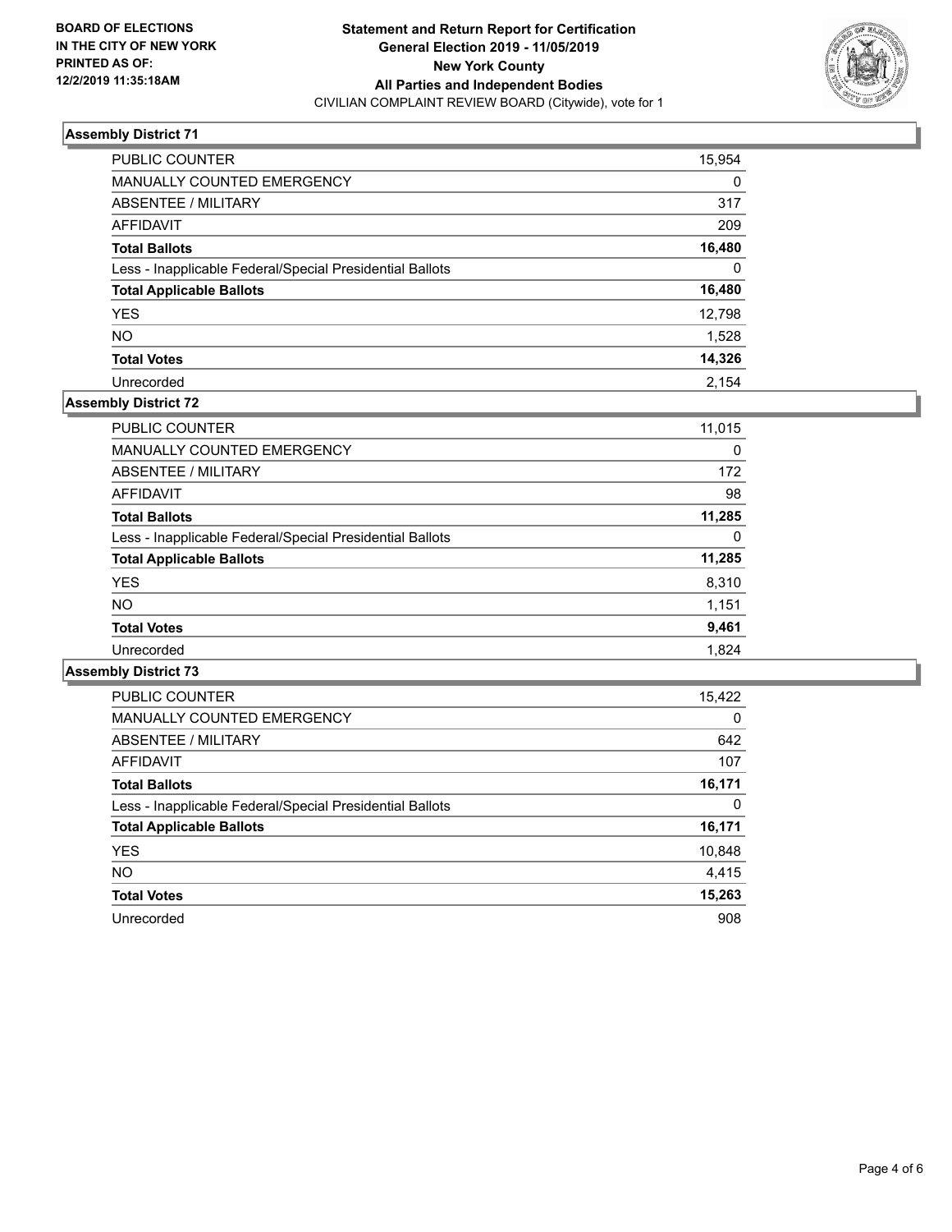**BOARD OF ELECTIONS IN THE CITY OF NEW YORK PRINTED AS OF: 12/2/2019 11:35:18AM**

**Statement and Return Report for Certification General Election 2019 - 11/05/2019 New York County All Parties and Independent Bodies**
CIVILIAN COMPLAINT REVIEW BOARD (Citywide), vote for 1

### Assembly District 71

| | |
|---|---|
| PUBLIC COUNTER | 15,954 |
| MANUALLY COUNTED EMERGENCY | 0 |
| ABSENTEE / MILITARY | 317 |
| AFFIDAVIT | 209 |
| **Total Ballots** | **16,480** |
| Less - Inapplicable Federal/Special Presidential Ballots | 0 |
| **Total Applicable Ballots** | **16,480** |
| YES | 12,798 |
| NO | 1,528 |
| **Total Votes** | **14,326** |
| Unrecorded | 2,154 |

### Assembly District 72

| | |
|---|---|
| PUBLIC COUNTER | 11,015 |
| MANUALLY COUNTED EMERGENCY | 0 |
| ABSENTEE / MILITARY | 172 |
| AFFIDAVIT | 98 |
| **Total Ballots** | **11,285** |
| Less - Inapplicable Federal/Special Presidential Ballots | 0 |
| **Total Applicable Ballots** | **11,285** |
| YES | 8,310 |
| NO | 1,151 |
| **Total Votes** | **9,461** |
| Unrecorded | 1,824 |

### Assembly District 73

| | |
|---|---|
| PUBLIC COUNTER | 15,422 |
| MANUALLY COUNTED EMERGENCY | 0 |
| ABSENTEE / MILITARY | 642 |
| AFFIDAVIT | 107 |
| **Total Ballots** | **16,171** |
| Less - Inapplicable Federal/Special Presidential Ballots | 0 |
| **Total Applicable Ballots** | **16,171** |
| YES | 10,848 |
| NO | 4,415 |
| **Total Votes** | **15,263** |
| Unrecorded | 908 |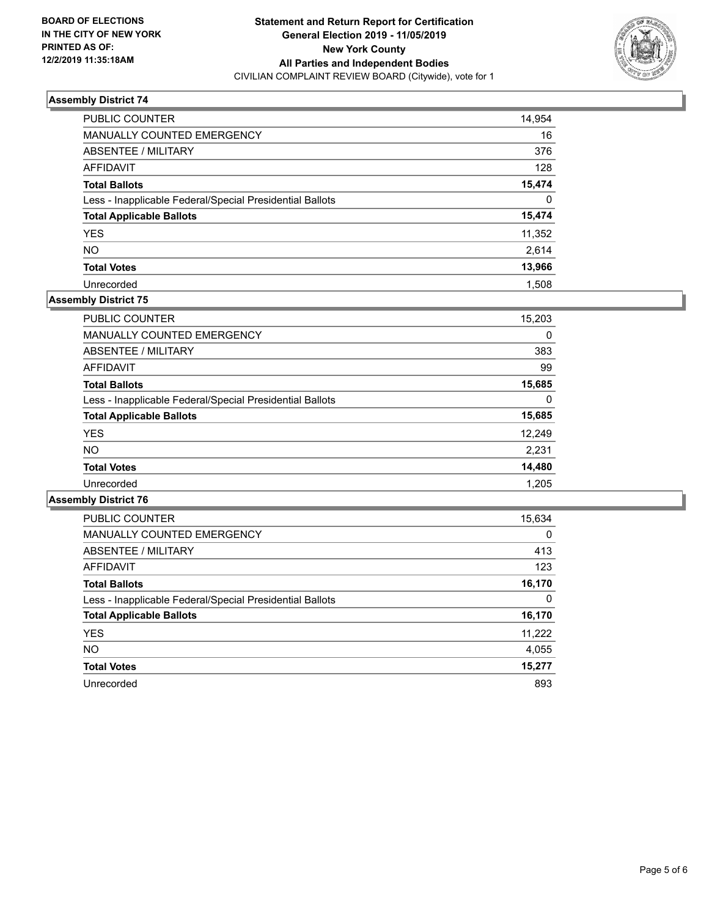**BOARD OF ELECTIONS IN THE CITY OF NEW YORK PRINTED AS OF: 12/2/2019 11:35:18AM**

**Statement and Return Report for Certification General Election 2019 - 11/05/2019 New York County All Parties and Independent Bodies**
CIVILIAN COMPLAINT REVIEW BOARD (Citywide), vote for 1

### Assembly District 74

| | |
|---|---|
| PUBLIC COUNTER | 14,954 |
| MANUALLY COUNTED EMERGENCY | 16 |
| ABSENTEE / MILITARY | 376 |
| AFFIDAVIT | 128 |
| **Total Ballots** | **15,474** |
| Less - Inapplicable Federal/Special Presidential Ballots | 0 |
| **Total Applicable Ballots** | **15,474** |
| YES | 11,352 |
| NO | 2,614 |
| **Total Votes** | **13,966** |
| Unrecorded | 1,508 |

### Assembly District 75

| | |
|---|---|
| PUBLIC COUNTER | 15,203 |
| MANUALLY COUNTED EMERGENCY | 0 |
| ABSENTEE / MILITARY | 383 |
| AFFIDAVIT | 99 |
| **Total Ballots** | **15,685** |
| Less - Inapplicable Federal/Special Presidential Ballots | 0 |
| **Total Applicable Ballots** | **15,685** |
| YES | 12,249 |
| NO | 2,231 |
| **Total Votes** | **14,480** |
| Unrecorded | 1,205 |

### Assembly District 76

| | |
|---|---|
| PUBLIC COUNTER | 15,634 |
| MANUALLY COUNTED EMERGENCY | 0 |
| ABSENTEE / MILITARY | 413 |
| AFFIDAVIT | 123 |
| **Total Ballots** | **16,170** |
| Less - Inapplicable Federal/Special Presidential Ballots | 0 |
| **Total Applicable Ballots** | **16,170** |
| YES | 11,222 |
| NO | 4,055 |
| **Total Votes** | **15,277** |
| Unrecorded | 893 |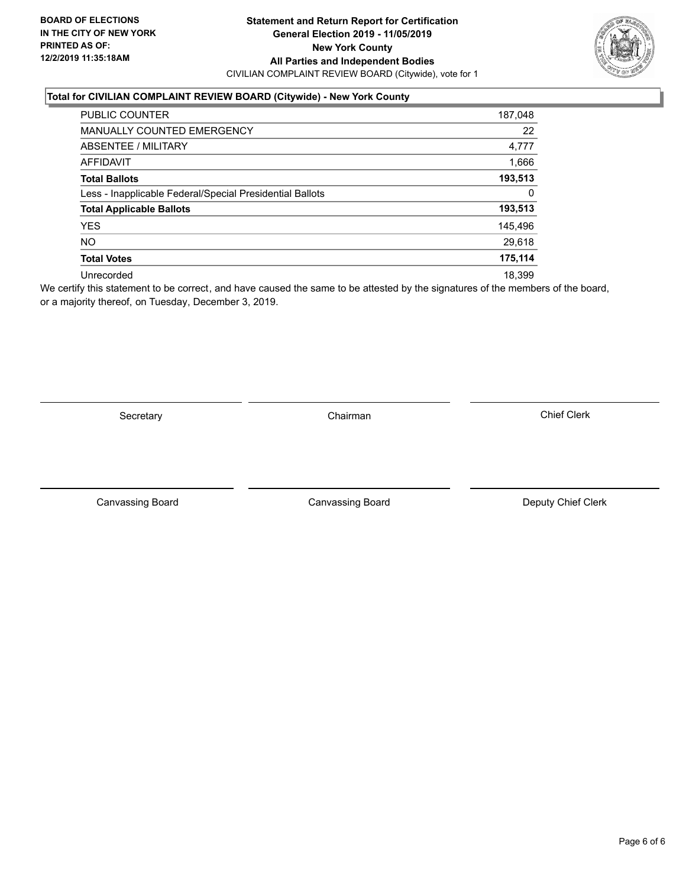**BOARD OF ELECTIONS IN THE CITY OF NEW YORK PRINTED AS OF: 12/2/2019 11:35:18AM**

**Statement and Return Report for Certification**
**General Election 2019 - 11/05/2019**
**New York County**
**All Parties and Independent Bodies**
CIVILIAN COMPLAINT REVIEW BOARD (Citywide), vote for 1

### Total for CIVILIAN COMPLAINT REVIEW BOARD (Citywide) - New York County

| | |
|---|---|
| PUBLIC COUNTER | 187,048 |
| MANUALLY COUNTED EMERGENCY | 22 |
| ABSENTEE / MILITARY | 4,777 |
| AFFIDAVIT | 1,666 |
| **Total Ballots** | **193,513** |
| Less - Inapplicable Federal/Special Presidential Ballots | 0 |
| **Total Applicable Ballots** | **193,513** |
| YES | 145,496 |
| NO | 29,618 |
| **Total Votes** | **175,114** |
| Unrecorded | 18,399 |

We certify this statement to be correct, and have caused the same to be attested by the signatures of the members of the board, or a majority thereof, on Tuesday, December 3, 2019.

Secretary

Chairman

Chief Clerk

Canvassing Board

Canvassing Board

Deputy Chief Clerk